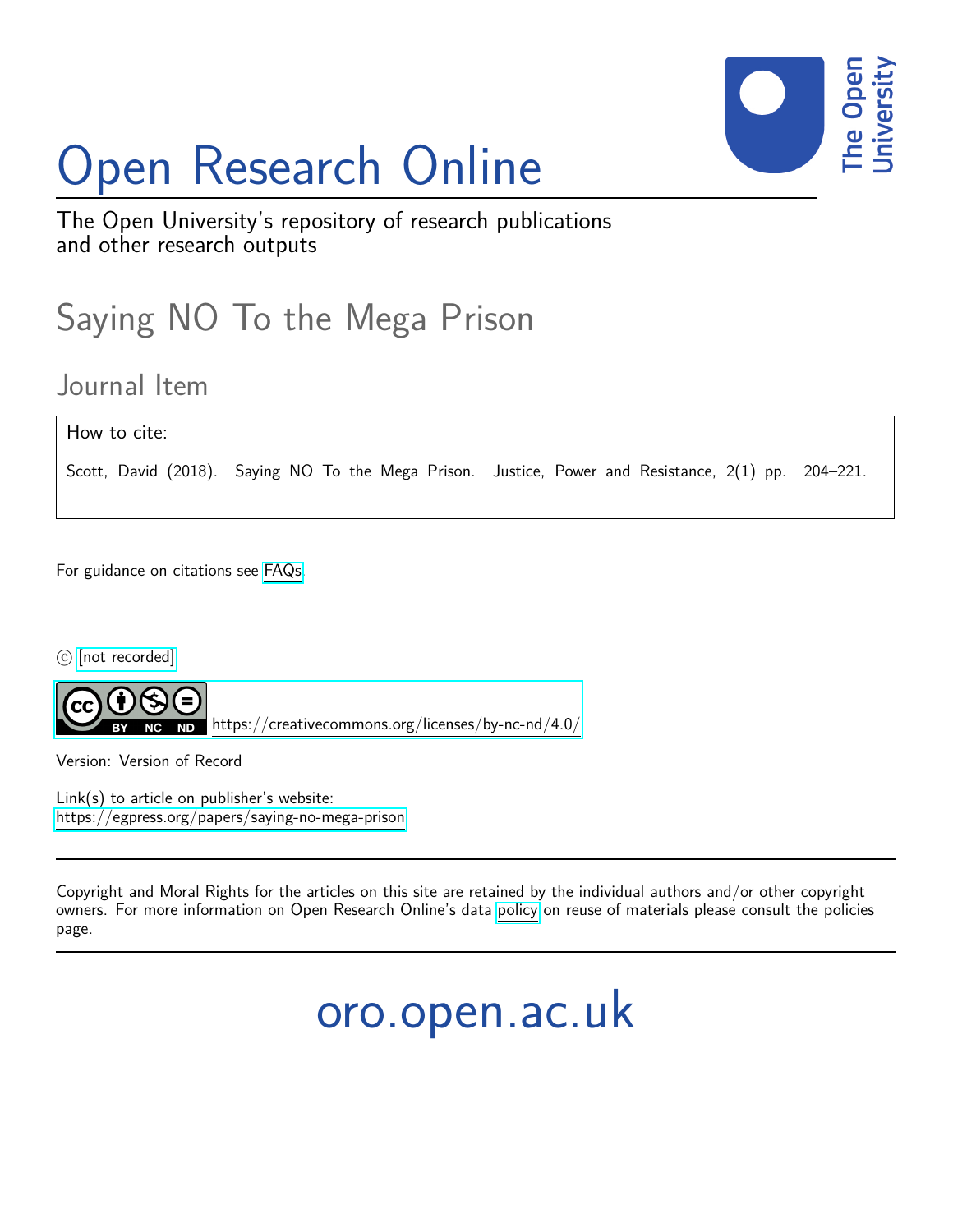# Open Research Online

The Open University's repository of research publications and other research outputs

## Saying NO To the Mega Prison

### Journal Item

How to cite:

Scott, David (2018). Saying NO To the Mega Prison. Justice, Power and Resistance, 2(1) pp. 204–221.

For guidance on citations see FAQs.

© [not recorded]

https://creativecommons.org/licenses/by-nc-nd/4.0/

Version: Version of Record

Link(s) to article on publisher's website:
https://egpress.org/papers/saying-no-mega-prison

Copyright and Moral Rights for the articles on this site are retained by the individual authors and/or other copyright owners. For more information on Open Research Online's data policy on reuse of materials please consult the policies page.

oro.open.ac.uk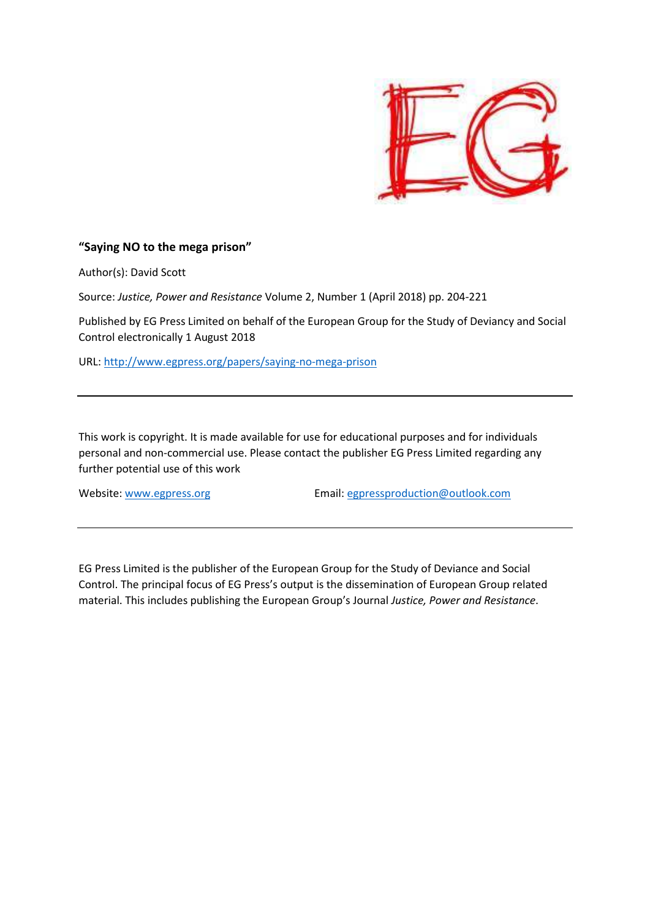**"Saying NO to the mega prison"**

Author(s): David Scott

Source: *Justice, Power and Resistance* Volume 2, Number 1 (April 2018) pp. 204-221

Published by EG Press Limited on behalf of the European Group for the Study of Deviancy and Social Control electronically 1 August 2018

URL: http://www.egpress.org/papers/saying-no-mega-prison

---

This work is copyright. It is made available for use for educational purposes and for individuals personal and non-commercial use. Please contact the publisher EG Press Limited regarding any further potential use of this work

Website: www.egpress.org Email: egpressproduction@outlook.com

---

EG Press Limited is the publisher of the European Group for the Study of Deviance and Social Control. The principal focus of EG Press's output is the dissemination of European Group related material. This includes publishing the European Group's Journal *Justice, Power and Resistance*.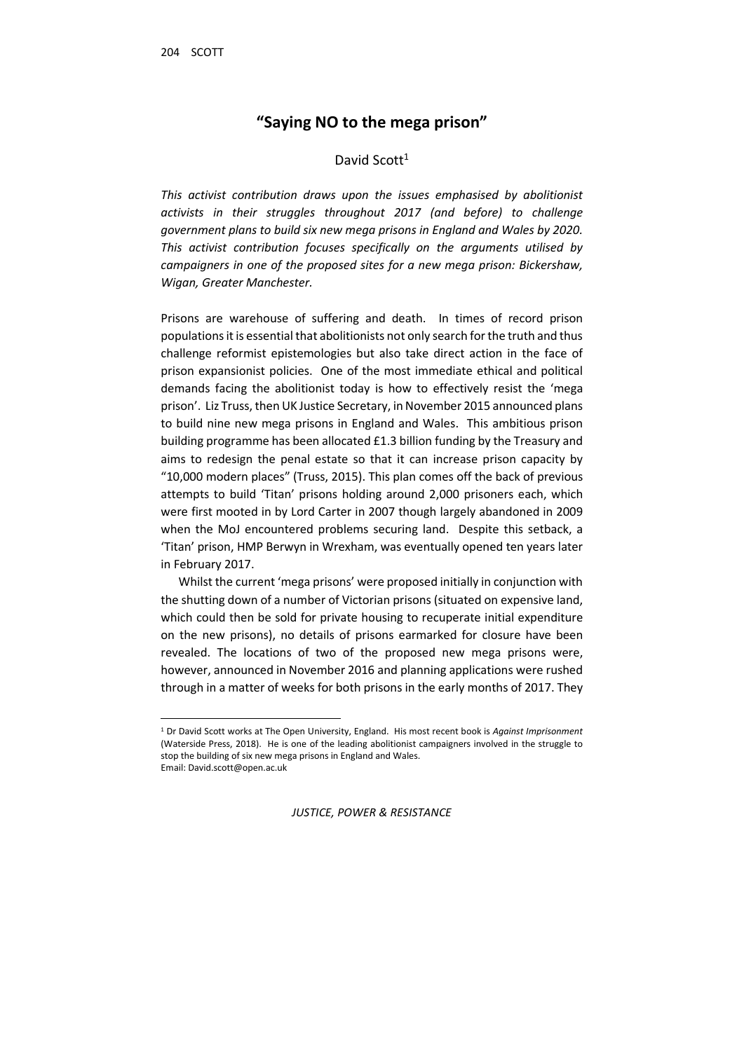# "Saying NO to the mega prison"

David Scott[1]

*This activist contribution draws upon the issues emphasised by abolitionist activists in their struggles throughout 2017 (and before) to challenge government plans to build six new mega prisons in England and Wales by 2020. This activist contribution focuses specifically on the arguments utilised by campaigners in one of the proposed sites for a new mega prison: Bickershaw, Wigan, Greater Manchester.*

Prisons are warehouse of suffering and death. In times of record prison populations it is essential that abolitionists not only search for the truth and thus challenge reformist epistemologies but also take direct action in the face of prison expansionist policies. One of the most immediate ethical and political demands facing the abolitionist today is how to effectively resist the 'mega prison'. Liz Truss, then UK Justice Secretary, in November 2015 announced plans to build nine new mega prisons in England and Wales. This ambitious prison building programme has been allocated £1.3 billion funding by the Treasury and aims to redesign the penal estate so that it can increase prison capacity by "10,000 modern places" (Truss, 2015). This plan comes off the back of previous attempts to build 'Titan' prisons holding around 2,000 prisoners each, which were first mooted in by Lord Carter in 2007 though largely abandoned in 2009 when the MoJ encountered problems securing land. Despite this setback, a 'Titan' prison, HMP Berwyn in Wrexham, was eventually opened ten years later in February 2017.

Whilst the current 'mega prisons' were proposed initially in conjunction with the shutting down of a number of Victorian prisons (situated on expensive land, which could then be sold for private housing to recuperate initial expenditure on the new prisons), no details of prisons earmarked for closure have been revealed. The locations of two of the proposed new mega prisons were, however, announced in November 2016 and planning applications were rushed through in a matter of weeks for both prisons in the early months of 2017. They

---

[1] Dr David Scott works at The Open University, England. His most recent book is *Against Imprisonment* (Waterside Press, 2018). He is one of the leading abolitionist campaigners involved in the struggle to stop the building of six new mega prisons in England and Wales.
Email: David.scott@open.ac.uk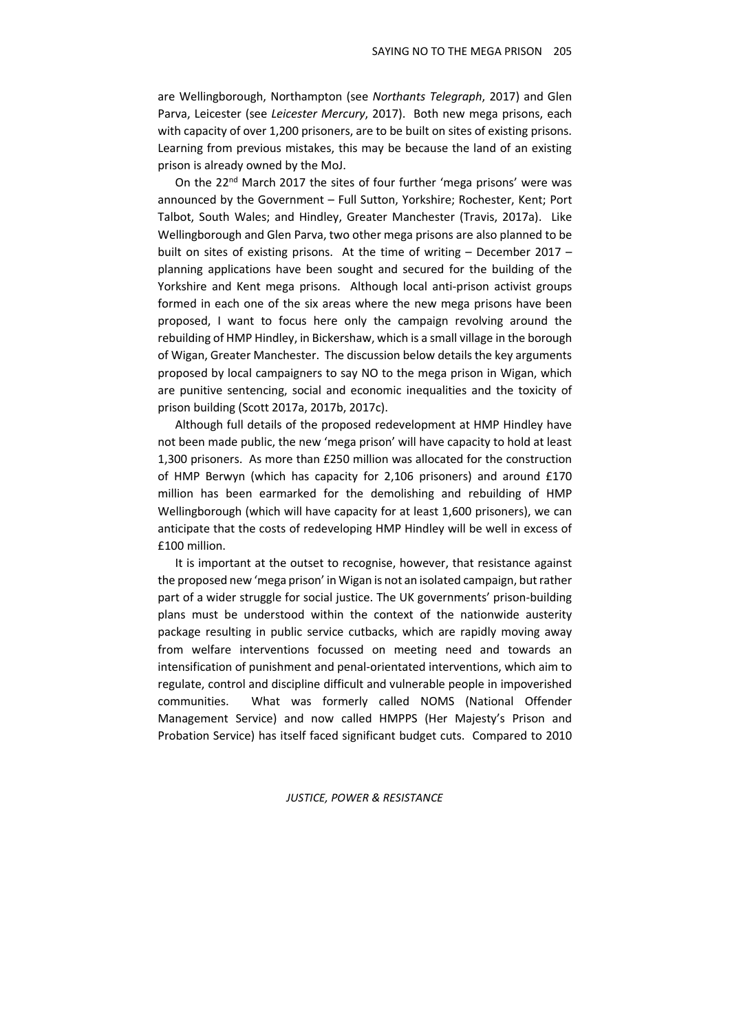are Wellingborough, Northampton (see *Northants Telegraph*, 2017) and Glen Parva, Leicester (see *Leicester Mercury*, 2017). Both new mega prisons, each with capacity of over 1,200 prisoners, are to be built on sites of existing prisons. Learning from previous mistakes, this may be because the land of an existing prison is already owned by the MoJ.

On the 22nd March 2017 the sites of four further 'mega prisons' were was announced by the Government – Full Sutton, Yorkshire; Rochester, Kent; Port Talbot, South Wales; and Hindley, Greater Manchester (Travis, 2017a). Like Wellingborough and Glen Parva, two other mega prisons are also planned to be built on sites of existing prisons. At the time of writing – December 2017 – planning applications have been sought and secured for the building of the Yorkshire and Kent mega prisons. Although local anti-prison activist groups formed in each one of the six areas where the new mega prisons have been proposed, I want to focus here only the campaign revolving around the rebuilding of HMP Hindley, in Bickershaw, which is a small village in the borough of Wigan, Greater Manchester. The discussion below details the key arguments proposed by local campaigners to say NO to the mega prison in Wigan, which are punitive sentencing, social and economic inequalities and the toxicity of prison building (Scott 2017a, 2017b, 2017c).

Although full details of the proposed redevelopment at HMP Hindley have not been made public, the new 'mega prison' will have capacity to hold at least 1,300 prisoners. As more than £250 million was allocated for the construction of HMP Berwyn (which has capacity for 2,106 prisoners) and around £170 million has been earmarked for the demolishing and rebuilding of HMP Wellingborough (which will have capacity for at least 1,600 prisoners), we can anticipate that the costs of redeveloping HMP Hindley will be well in excess of £100 million.

It is important at the outset to recognise, however, that resistance against the proposed new 'mega prison' in Wigan is not an isolated campaign, but rather part of a wider struggle for social justice. The UK governments' prison-building plans must be understood within the context of the nationwide austerity package resulting in public service cutbacks, which are rapidly moving away from welfare interventions focussed on meeting need and towards an intensification of punishment and penal-orientated interventions, which aim to regulate, control and discipline difficult and vulnerable people in impoverished communities. What was formerly called NOMS (National Offender Management Service) and now called HMPPS (Her Majesty's Prison and Probation Service) has itself faced significant budget cuts. Compared to 2010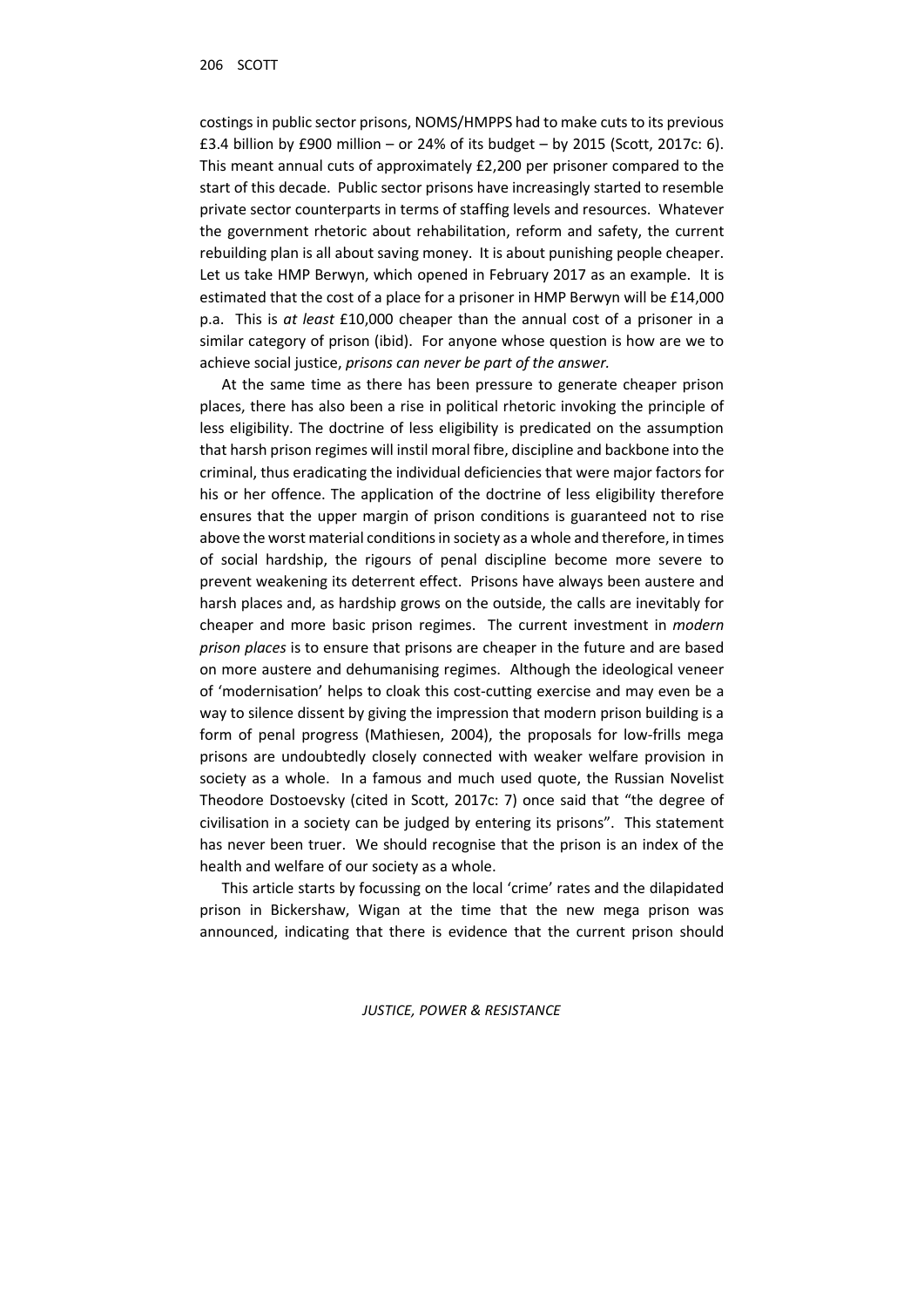costings in public sector prisons, NOMS/HMPPS had to make cuts to its previous £3.4 billion by £900 million – or 24% of its budget – by 2015 (Scott, 2017c: 6). This meant annual cuts of approximately £2,200 per prisoner compared to the start of this decade. Public sector prisons have increasingly started to resemble private sector counterparts in terms of staffing levels and resources. Whatever the government rhetoric about rehabilitation, reform and safety, the current rebuilding plan is all about saving money. It is about punishing people cheaper. Let us take HMP Berwyn, which opened in February 2017 as an example. It is estimated that the cost of a place for a prisoner in HMP Berwyn will be £14,000 p.a. This is *at least* £10,000 cheaper than the annual cost of a prisoner in a similar category of prison (ibid). For anyone whose question is how are we to achieve social justice, *prisons can never be part of the answer.*

At the same time as there has been pressure to generate cheaper prison places, there has also been a rise in political rhetoric invoking the principle of less eligibility. The doctrine of less eligibility is predicated on the assumption that harsh prison regimes will instil moral fibre, discipline and backbone into the criminal, thus eradicating the individual deficiencies that were major factors for his or her offence. The application of the doctrine of less eligibility therefore ensures that the upper margin of prison conditions is guaranteed not to rise above the worst material conditions in society as a whole and therefore, in times of social hardship, the rigours of penal discipline become more severe to prevent weakening its deterrent effect. Prisons have always been austere and harsh places and, as hardship grows on the outside, the calls are inevitably for cheaper and more basic prison regimes. The current investment in *modern prison places* is to ensure that prisons are cheaper in the future and are based on more austere and dehumanising regimes. Although the ideological veneer of 'modernisation' helps to cloak this cost-cutting exercise and may even be a way to silence dissent by giving the impression that modern prison building is a form of penal progress (Mathiesen, 2004), the proposals for low-frills mega prisons are undoubtedly closely connected with weaker welfare provision in society as a whole. In a famous and much used quote, the Russian Novelist Theodore Dostoevsky (cited in Scott, 2017c: 7) once said that "the degree of civilisation in a society can be judged by entering its prisons". This statement has never been truer. We should recognise that the prison is an index of the health and welfare of our society as a whole.

This article starts by focussing on the local 'crime' rates and the dilapidated prison in Bickershaw, Wigan at the time that the new mega prison was announced, indicating that there is evidence that the current prison should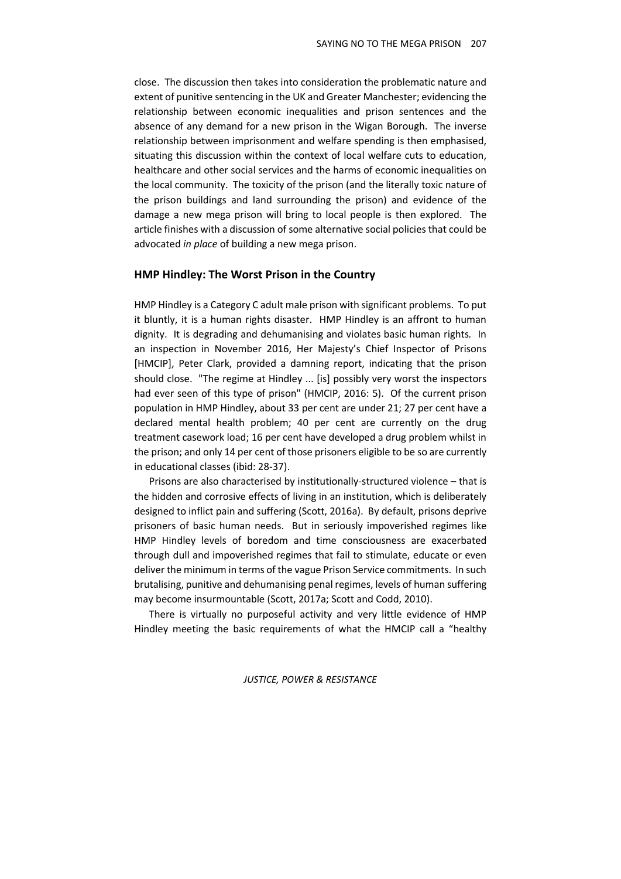close. The discussion then takes into consideration the problematic nature and extent of punitive sentencing in the UK and Greater Manchester; evidencing the relationship between economic inequalities and prison sentences and the absence of any demand for a new prison in the Wigan Borough. The inverse relationship between imprisonment and welfare spending is then emphasised, situating this discussion within the context of local welfare cuts to education, healthcare and other social services and the harms of economic inequalities on the local community. The toxicity of the prison (and the literally toxic nature of the prison buildings and land surrounding the prison) and evidence of the damage a new mega prison will bring to local people is then explored. The article finishes with a discussion of some alternative social policies that could be advocated *in place* of building a new mega prison.

## HMP Hindley: The Worst Prison in the Country

HMP Hindley is a Category C adult male prison with significant problems. To put it bluntly, it is a human rights disaster. HMP Hindley is an affront to human dignity. It is degrading and dehumanising and violates basic human rights. In an inspection in November 2016, Her Majesty's Chief Inspector of Prisons [HMCIP], Peter Clark, provided a damning report, indicating that the prison should close. "The regime at Hindley ... [is] possibly very worst the inspectors had ever seen of this type of prison" (HMCIP, 2016: 5). Of the current prison population in HMP Hindley, about 33 per cent are under 21; 27 per cent have a declared mental health problem; 40 per cent are currently on the drug treatment casework load; 16 per cent have developed a drug problem whilst in the prison; and only 14 per cent of those prisoners eligible to be so are currently in educational classes (ibid: 28-37).

Prisons are also characterised by institutionally-structured violence – that is the hidden and corrosive effects of living in an institution, which is deliberately designed to inflict pain and suffering (Scott, 2016a). By default, prisons deprive prisoners of basic human needs. But in seriously impoverished regimes like HMP Hindley levels of boredom and time consciousness are exacerbated through dull and impoverished regimes that fail to stimulate, educate or even deliver the minimum in terms of the vague Prison Service commitments. In such brutalising, punitive and dehumanising penal regimes, levels of human suffering may become insurmountable (Scott, 2017a; Scott and Codd, 2010).

There is virtually no purposeful activity and very little evidence of HMP Hindley meeting the basic requirements of what the HMCIP call a "healthy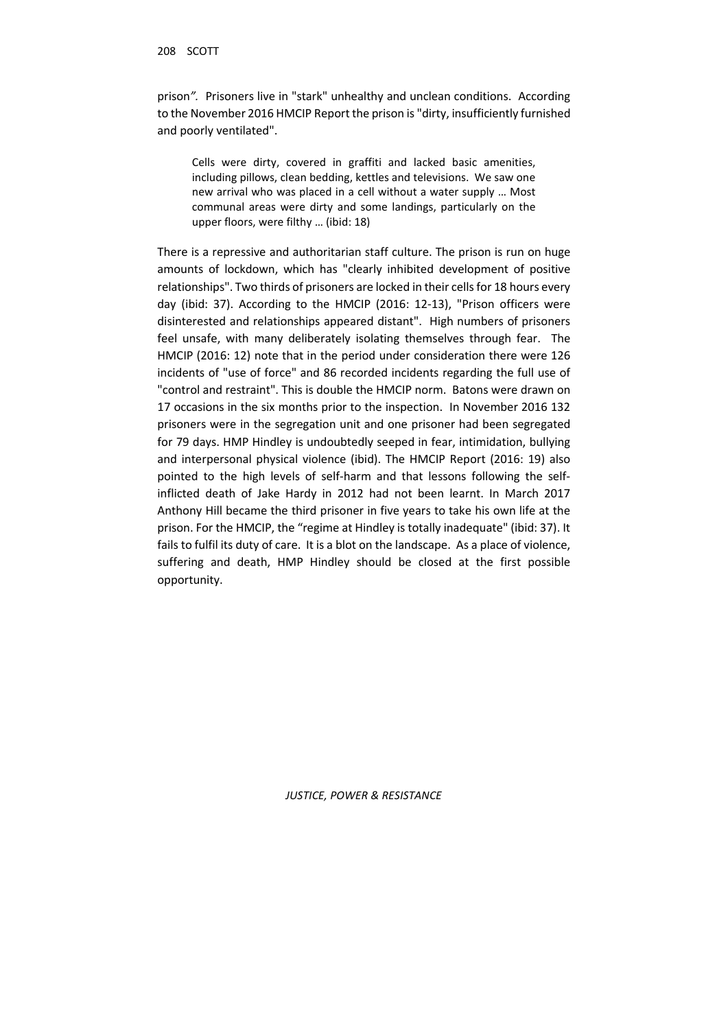prison*".* Prisoners live in "stark" unhealthy and unclean conditions. According to the November 2016 HMCIP Report the prison is "dirty, insufficiently furnished and poorly ventilated".

> Cells were dirty, covered in graffiti and lacked basic amenities, including pillows, clean bedding, kettles and televisions. We saw one new arrival who was placed in a cell without a water supply … Most communal areas were dirty and some landings, particularly on the upper floors, were filthy … (ibid: 18)

There is a repressive and authoritarian staff culture. The prison is run on huge amounts of lockdown, which has "clearly inhibited development of positive relationships". Two thirds of prisoners are locked in their cells for 18 hours every day (ibid: 37). According to the HMCIP (2016: 12-13), "Prison officers were disinterested and relationships appeared distant". High numbers of prisoners feel unsafe, with many deliberately isolating themselves through fear. The HMCIP (2016: 12) note that in the period under consideration there were 126 incidents of "use of force" and 86 recorded incidents regarding the full use of "control and restraint". This is double the HMCIP norm. Batons were drawn on 17 occasions in the six months prior to the inspection. In November 2016 132 prisoners were in the segregation unit and one prisoner had been segregated for 79 days. HMP Hindley is undoubtedly seeped in fear, intimidation, bullying and interpersonal physical violence (ibid). The HMCIP Report (2016: 19) also pointed to the high levels of self-harm and that lessons following the self-inflicted death of Jake Hardy in 2012 had not been learnt. In March 2017 Anthony Hill became the third prisoner in five years to take his own life at the prison. For the HMCIP, the "regime at Hindley is totally inadequate" (ibid: 37). It fails to fulfil its duty of care. It is a blot on the landscape. As a place of violence, suffering and death, HMP Hindley should be closed at the first possible opportunity.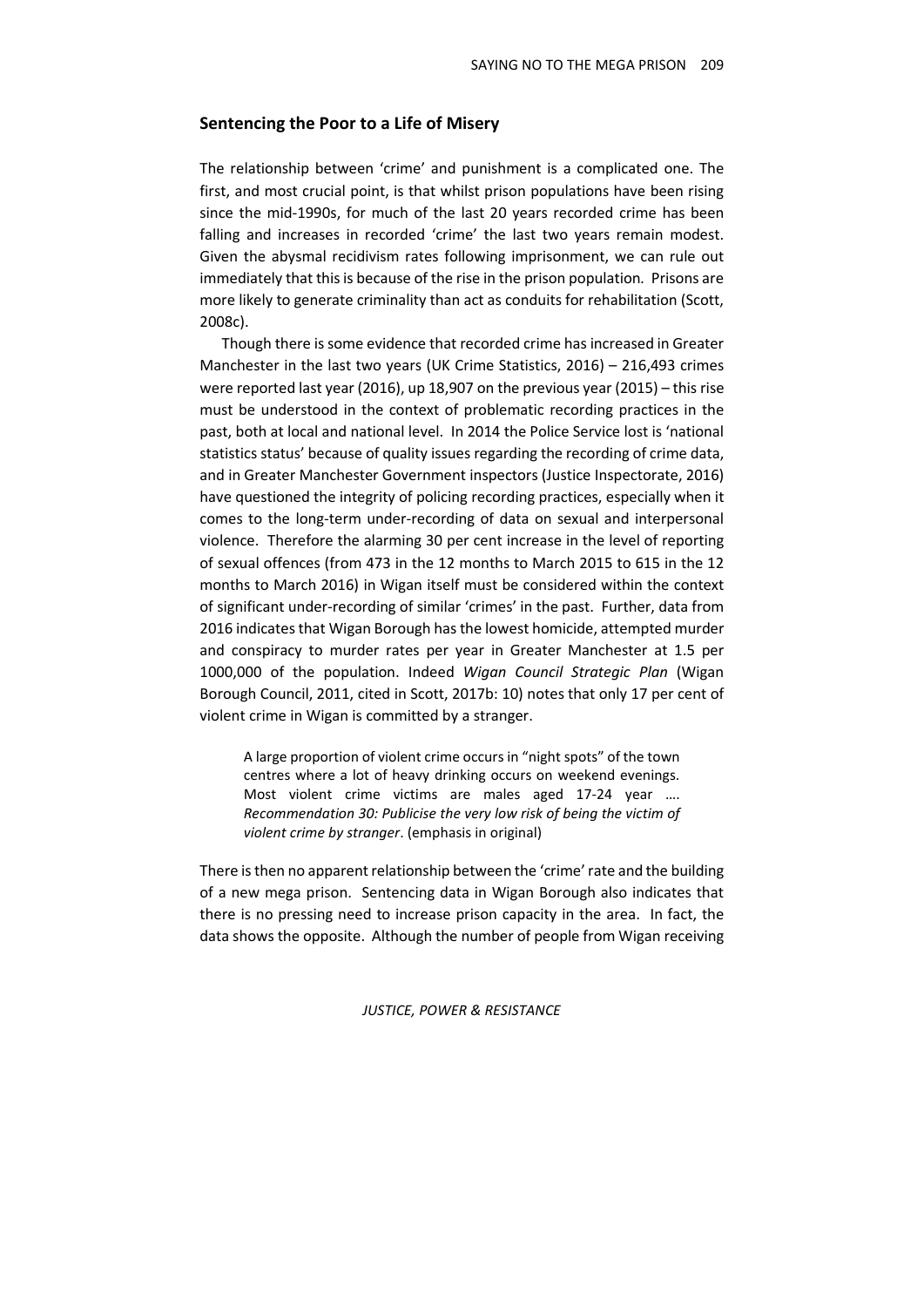## Sentencing the Poor to a Life of Misery

The relationship between 'crime' and punishment is a complicated one. The first, and most crucial point, is that whilst prison populations have been rising since the mid-1990s, for much of the last 20 years recorded crime has been falling and increases in recorded 'crime' the last two years remain modest. Given the abysmal recidivism rates following imprisonment, we can rule out immediately that this is because of the rise in the prison population. Prisons are more likely to generate criminality than act as conduits for rehabilitation (Scott, 2008c).

Though there is some evidence that recorded crime has increased in Greater Manchester in the last two years (UK Crime Statistics, 2016) – 216,493 crimes were reported last year (2016), up 18,907 on the previous year (2015) – this rise must be understood in the context of problematic recording practices in the past, both at local and national level. In 2014 the Police Service lost is 'national statistics status' because of quality issues regarding the recording of crime data, and in Greater Manchester Government inspectors (Justice Inspectorate, 2016) have questioned the integrity of policing recording practices, especially when it comes to the long-term under-recording of data on sexual and interpersonal violence. Therefore the alarming 30 per cent increase in the level of reporting of sexual offences (from 473 in the 12 months to March 2015 to 615 in the 12 months to March 2016) in Wigan itself must be considered within the context of significant under-recording of similar 'crimes' in the past. Further, data from 2016 indicates that Wigan Borough has the lowest homicide, attempted murder and conspiracy to murder rates per year in Greater Manchester at 1.5 per 1000,000 of the population. Indeed *Wigan Council Strategic Plan* (Wigan Borough Council, 2011, cited in Scott, 2017b: 10) notes that only 17 per cent of violent crime in Wigan is committed by a stranger.

> A large proportion of violent crime occurs in "night spots" of the town centres where a lot of heavy drinking occurs on weekend evenings. Most violent crime victims are males aged 17-24 year …. *Recommendation 30: Publicise the very low risk of being the victim of violent crime by stranger*. (emphasis in original)

There is then no apparent relationship between the 'crime' rate and the building of a new mega prison. Sentencing data in Wigan Borough also indicates that there is no pressing need to increase prison capacity in the area. In fact, the data shows the opposite. Although the number of people from Wigan receiving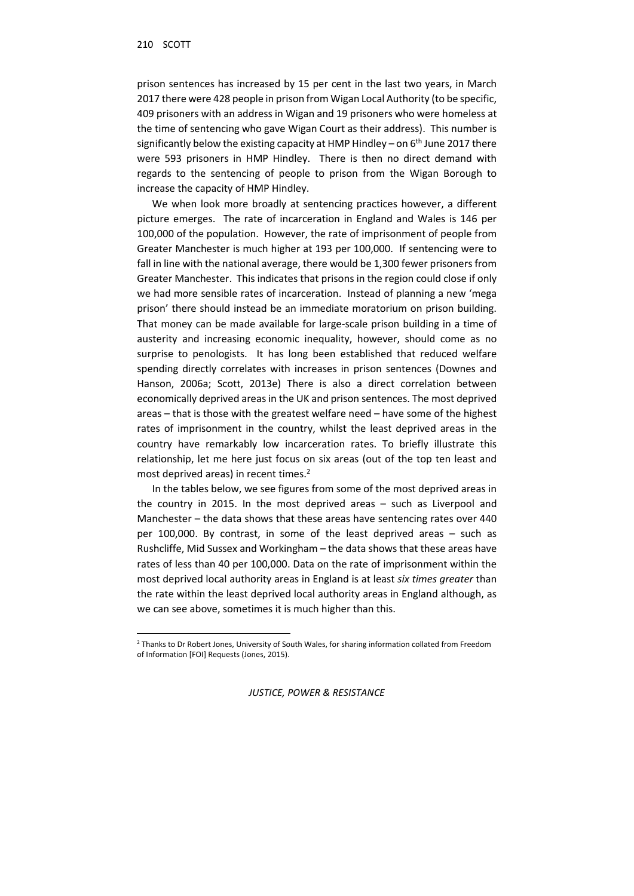prison sentences has increased by 15 per cent in the last two years, in March 2017 there were 428 people in prison from Wigan Local Authority (to be specific, 409 prisoners with an address in Wigan and 19 prisoners who were homeless at the time of sentencing who gave Wigan Court as their address). This number is significantly below the existing capacity at HMP Hindley – on 6th June 2017 there were 593 prisoners in HMP Hindley. There is then no direct demand with regards to the sentencing of people to prison from the Wigan Borough to increase the capacity of HMP Hindley.

We when look more broadly at sentencing practices however, a different picture emerges. The rate of incarceration in England and Wales is 146 per 100,000 of the population. However, the rate of imprisonment of people from Greater Manchester is much higher at 193 per 100,000. If sentencing were to fall in line with the national average, there would be 1,300 fewer prisoners from Greater Manchester. This indicates that prisons in the region could close if only we had more sensible rates of incarceration. Instead of planning a new 'mega prison' there should instead be an immediate moratorium on prison building. That money can be made available for large-scale prison building in a time of austerity and increasing economic inequality, however, should come as no surprise to penologists. It has long been established that reduced welfare spending directly correlates with increases in prison sentences (Downes and Hanson, 2006a; Scott, 2013e) There is also a direct correlation between economically deprived areas in the UK and prison sentences. The most deprived areas – that is those with the greatest welfare need – have some of the highest rates of imprisonment in the country, whilst the least deprived areas in the country have remarkably low incarceration rates. To briefly illustrate this relationship, let me here just focus on six areas (out of the top ten least and most deprived areas) in recent times.[2]

In the tables below, we see figures from some of the most deprived areas in the country in 2015. In the most deprived areas – such as Liverpool and Manchester – the data shows that these areas have sentencing rates over 440 per 100,000. By contrast, in some of the least deprived areas – such as Rushcliffe, Mid Sussex and Workingham – the data shows that these areas have rates of less than 40 per 100,000. Data on the rate of imprisonment within the most deprived local authority areas in England is at least *six times greater* than the rate within the least deprived local authority areas in England although, as we can see above, sometimes it is much higher than this.

[2] Thanks to Dr Robert Jones, University of South Wales, for sharing information collated from Freedom of Information [FOI] Requests (Jones, 2015).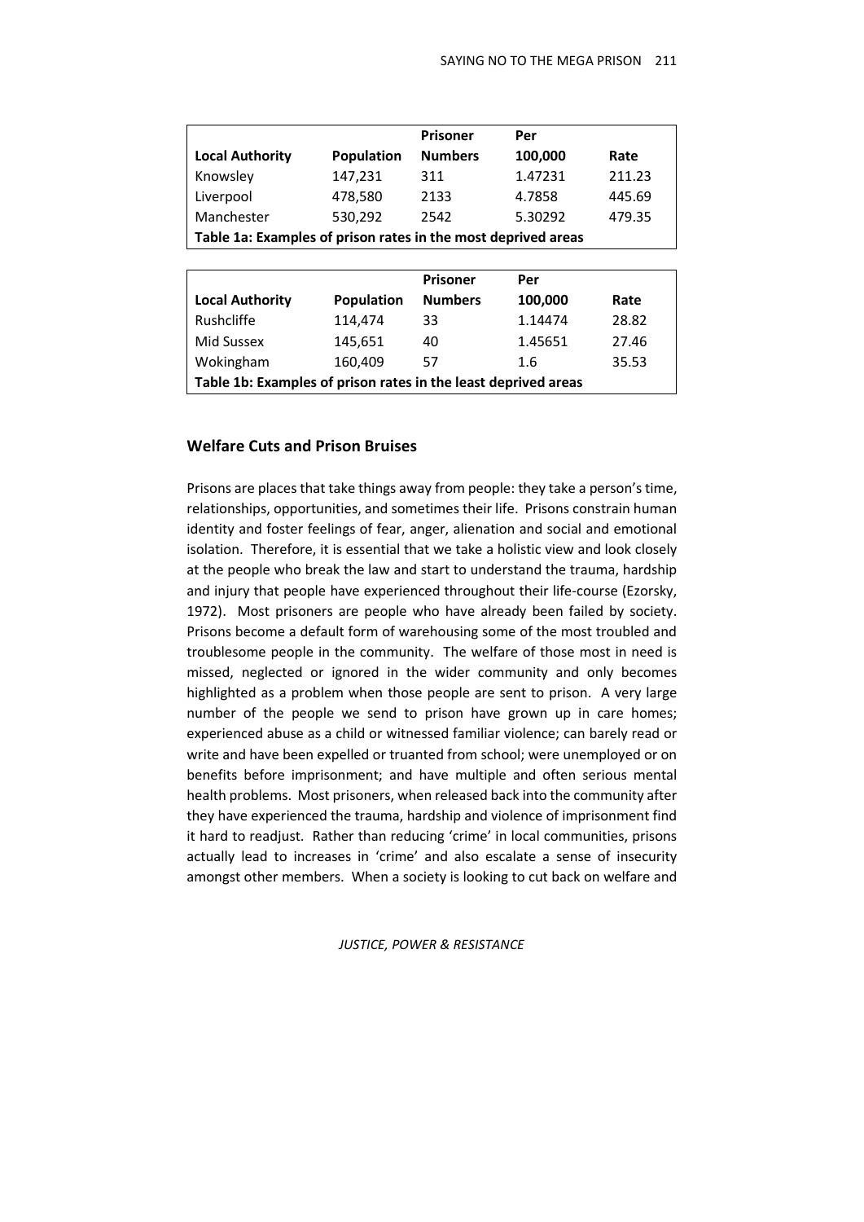| Local Authority | Population | Prisoner Numbers | Per 100,000 | Rate |
|---|---|---|---|---|
| Knowsley | 147,231 | 311 | 1.47231 | 211.23 |
| Liverpool | 478,580 | 2133 | 4.7858 | 445.69 |
| Manchester | 530,292 | 2542 | 5.30292 | 479.35 |

**Table 1a: Examples of prison rates in the most deprived areas**

| Local Authority | Population | Prisoner Numbers | Per 100,000 | Rate |
|---|---|---|---|---|
| Rushcliffe | 114,474 | 33 | 1.14474 | 28.82 |
| Mid Sussex | 145,651 | 40 | 1.45651 | 27.46 |
| Wokingham | 160,409 | 57 | 1.6 | 35.53 |

**Table 1b: Examples of prison rates in the least deprived areas**

## Welfare Cuts and Prison Bruises

Prisons are places that take things away from people: they take a person's time, relationships, opportunities, and sometimes their life. Prisons constrain human identity and foster feelings of fear, anger, alienation and social and emotional isolation. Therefore, it is essential that we take a holistic view and look closely at the people who break the law and start to understand the trauma, hardship and injury that people have experienced throughout their life-course (Ezorsky, 1972). Most prisoners are people who have already been failed by society. Prisons become a default form of warehousing some of the most troubled and troublesome people in the community. The welfare of those most in need is missed, neglected or ignored in the wider community and only becomes highlighted as a problem when those people are sent to prison. A very large number of the people we send to prison have grown up in care homes; experienced abuse as a child or witnessed familiar violence; can barely read or write and have been expelled or truanted from school; were unemployed or on benefits before imprisonment; and have multiple and often serious mental health problems. Most prisoners, when released back into the community after they have experienced the trauma, hardship and violence of imprisonment find it hard to readjust. Rather than reducing 'crime' in local communities, prisons actually lead to increases in 'crime' and also escalate a sense of insecurity amongst other members. When a society is looking to cut back on welfare and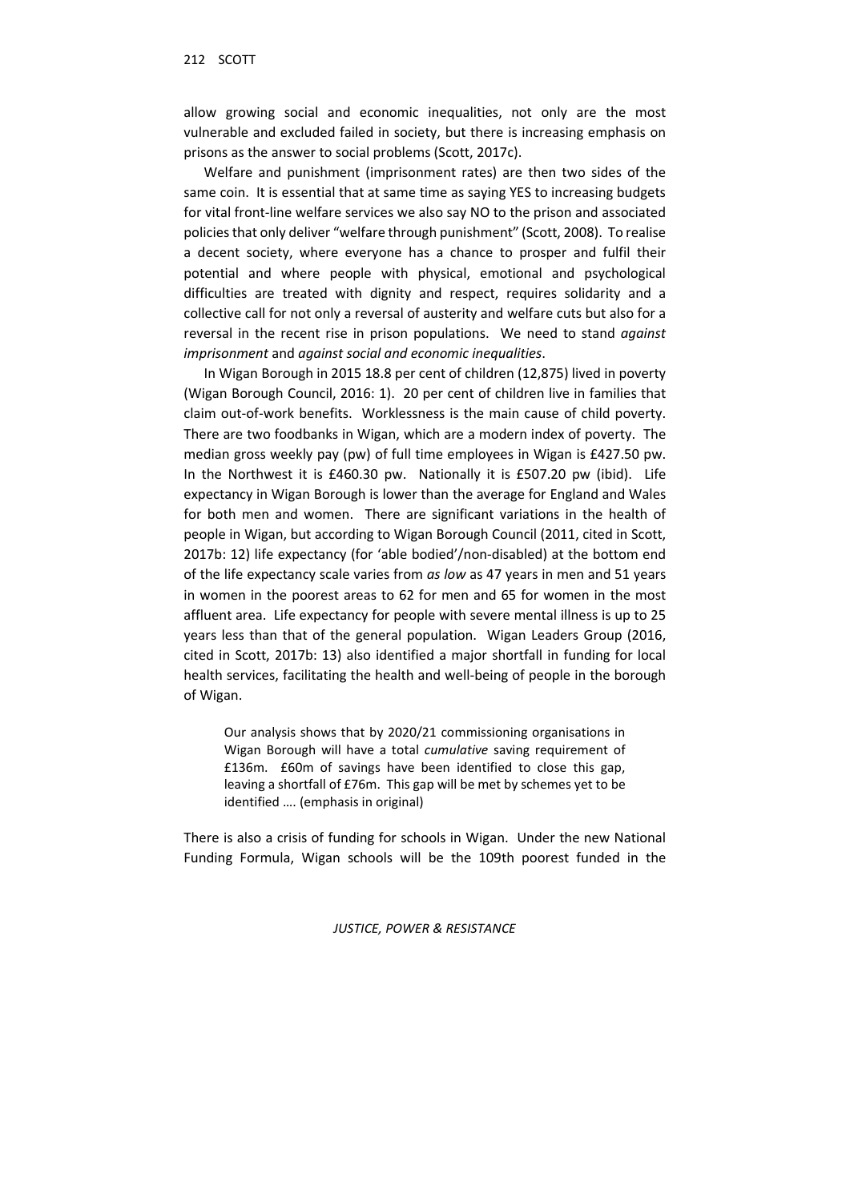allow growing social and economic inequalities, not only are the most vulnerable and excluded failed in society, but there is increasing emphasis on prisons as the answer to social problems (Scott, 2017c).

Welfare and punishment (imprisonment rates) are then two sides of the same coin. It is essential that at same time as saying YES to increasing budgets for vital front-line welfare services we also say NO to the prison and associated policies that only deliver "welfare through punishment" (Scott, 2008). To realise a decent society, where everyone has a chance to prosper and fulfil their potential and where people with physical, emotional and psychological difficulties are treated with dignity and respect, requires solidarity and a collective call for not only a reversal of austerity and welfare cuts but also for a reversal in the recent rise in prison populations. We need to stand *against imprisonment* and *against social and economic inequalities*.

In Wigan Borough in 2015 18.8 per cent of children (12,875) lived in poverty (Wigan Borough Council, 2016: 1). 20 per cent of children live in families that claim out-of-work benefits. Worklessness is the main cause of child poverty. There are two foodbanks in Wigan, which are a modern index of poverty. The median gross weekly pay (pw) of full time employees in Wigan is £427.50 pw. In the Northwest it is £460.30 pw. Nationally it is £507.20 pw (ibid). Life expectancy in Wigan Borough is lower than the average for England and Wales for both men and women. There are significant variations in the health of people in Wigan, but according to Wigan Borough Council (2011, cited in Scott, 2017b: 12) life expectancy (for 'able bodied'/non-disabled) at the bottom end of the life expectancy scale varies from *as low* as 47 years in men and 51 years in women in the poorest areas to 62 for men and 65 for women in the most affluent area. Life expectancy for people with severe mental illness is up to 25 years less than that of the general population. Wigan Leaders Group (2016, cited in Scott, 2017b: 13) also identified a major shortfall in funding for local health services, facilitating the health and well-being of people in the borough of Wigan.

> Our analysis shows that by 2020/21 commissioning organisations in Wigan Borough will have a total *cumulative* saving requirement of £136m. £60m of savings have been identified to close this gap, leaving a shortfall of £76m. This gap will be met by schemes yet to be identified …. (emphasis in original)

There is also a crisis of funding for schools in Wigan. Under the new National Funding Formula, Wigan schools will be the 109th poorest funded in the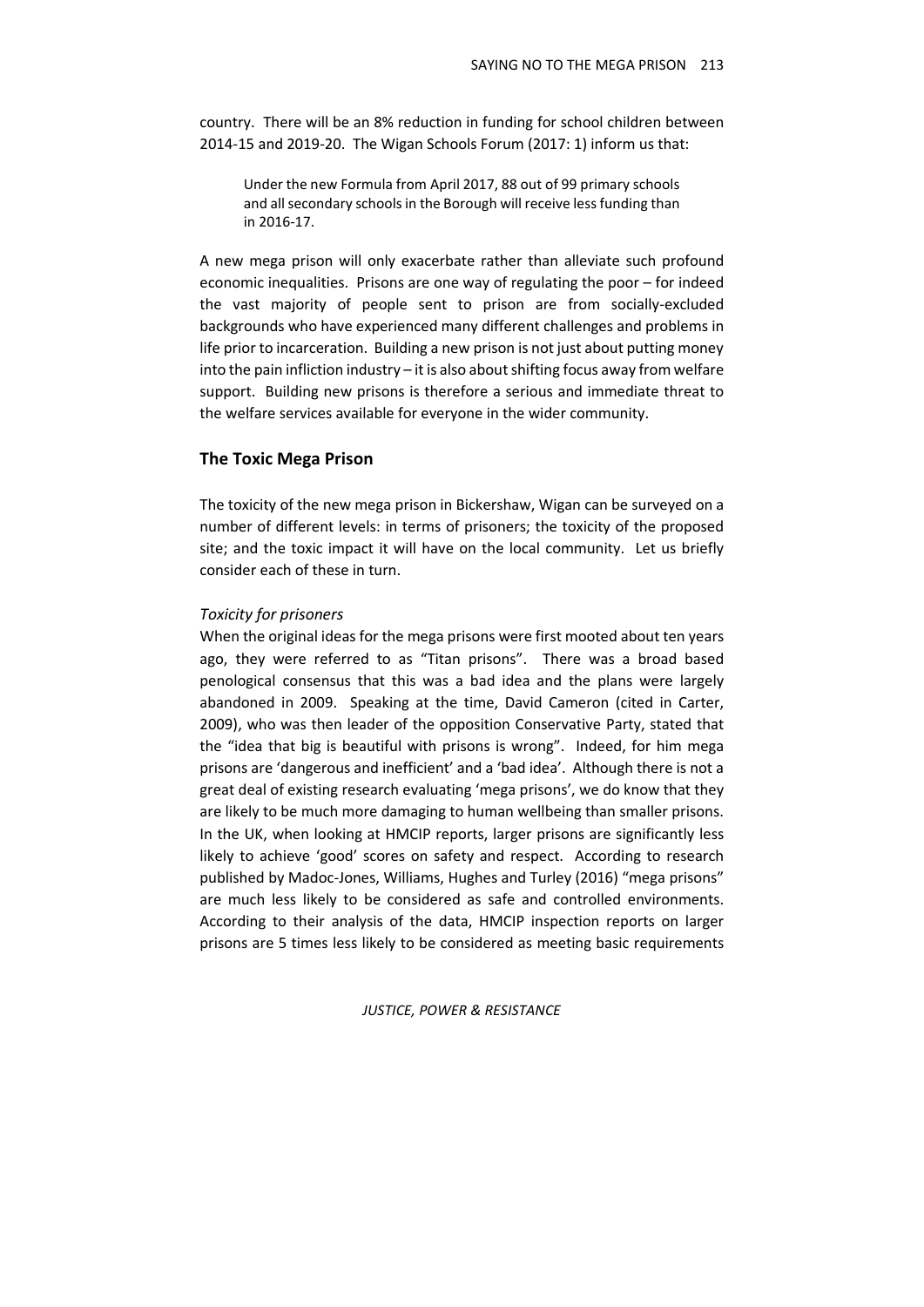country. There will be an 8% reduction in funding for school children between 2014-15 and 2019-20. The Wigan Schools Forum (2017: 1) inform us that:

> Under the new Formula from April 2017, 88 out of 99 primary schools and all secondary schools in the Borough will receive less funding than in 2016-17.

A new mega prison will only exacerbate rather than alleviate such profound economic inequalities. Prisons are one way of regulating the poor – for indeed the vast majority of people sent to prison are from socially-excluded backgrounds who have experienced many different challenges and problems in life prior to incarceration. Building a new prison is not just about putting money into the pain infliction industry – it is also about shifting focus away from welfare support. Building new prisons is therefore a serious and immediate threat to the welfare services available for everyone in the wider community.

## The Toxic Mega Prison

The toxicity of the new mega prison in Bickershaw, Wigan can be surveyed on a number of different levels: in terms of prisoners; the toxicity of the proposed site; and the toxic impact it will have on the local community. Let us briefly consider each of these in turn.

*Toxicity for prisoners*

When the original ideas for the mega prisons were first mooted about ten years ago, they were referred to as "Titan prisons". There was a broad based penological consensus that this was a bad idea and the plans were largely abandoned in 2009. Speaking at the time, David Cameron (cited in Carter, 2009), who was then leader of the opposition Conservative Party, stated that the "idea that big is beautiful with prisons is wrong". Indeed, for him mega prisons are 'dangerous and inefficient' and a 'bad idea'. Although there is not a great deal of existing research evaluating 'mega prisons', we do know that they are likely to be much more damaging to human wellbeing than smaller prisons. In the UK, when looking at HMCIP reports, larger prisons are significantly less likely to achieve 'good' scores on safety and respect. According to research published by Madoc-Jones, Williams, Hughes and Turley (2016) "mega prisons" are much less likely to be considered as safe and controlled environments. According to their analysis of the data, HMCIP inspection reports on larger prisons are 5 times less likely to be considered as meeting basic requirements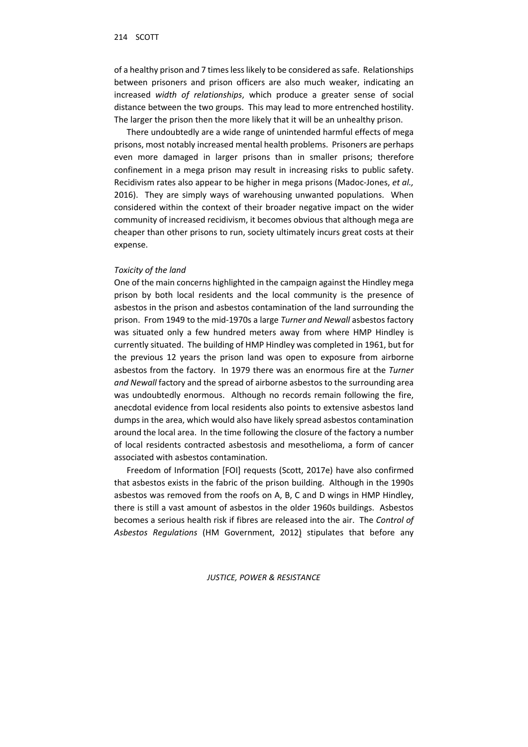of a healthy prison and 7 times less likely to be considered as safe. Relationships between prisoners and prison officers are also much weaker, indicating an increased *width of relationships*, which produce a greater sense of social distance between the two groups. This may lead to more entrenched hostility. The larger the prison then the more likely that it will be an unhealthy prison.

There undoubtedly are a wide range of unintended harmful effects of mega prisons, most notably increased mental health problems. Prisoners are perhaps even more damaged in larger prisons than in smaller prisons; therefore confinement in a mega prison may result in increasing risks to public safety. Recidivism rates also appear to be higher in mega prisons (Madoc-Jones, *et al.,* 2016). They are simply ways of warehousing unwanted populations. When considered within the context of their broader negative impact on the wider community of increased recidivism, it becomes obvious that although mega are cheaper than other prisons to run, society ultimately incurs great costs at their expense.

*Toxicity of the land*

One of the main concerns highlighted in the campaign against the Hindley mega prison by both local residents and the local community is the presence of asbestos in the prison and asbestos contamination of the land surrounding the prison. From 1949 to the mid-1970s a large *Turner and Newall* asbestos factory was situated only a few hundred meters away from where HMP Hindley is currently situated. The building of HMP Hindley was completed in 1961, but for the previous 12 years the prison land was open to exposure from airborne asbestos from the factory. In 1979 there was an enormous fire at the *Turner and Newall* factory and the spread of airborne asbestos to the surrounding area was undoubtedly enormous. Although no records remain following the fire, anecdotal evidence from local residents also points to extensive asbestos land dumps in the area, which would also have likely spread asbestos contamination around the local area. In the time following the closure of the factory a number of local residents contracted asbestosis and mesothelioma, a form of cancer associated with asbestos contamination.

Freedom of Information [FOI] requests (Scott, 2017e) have also confirmed that asbestos exists in the fabric of the prison building. Although in the 1990s asbestos was removed from the roofs on A, B, C and D wings in HMP Hindley, there is still a vast amount of asbestos in the older 1960s buildings. Asbestos becomes a serious health risk if fibres are released into the air. The *Control of Asbestos Regulations* (HM Government, 2012) stipulates that before any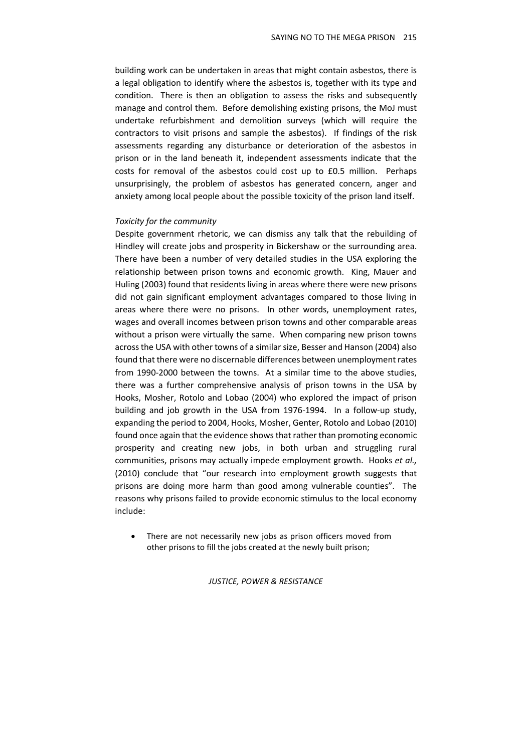building work can be undertaken in areas that might contain asbestos, there is a legal obligation to identify where the asbestos is, together with its type and condition. There is then an obligation to assess the risks and subsequently manage and control them. Before demolishing existing prisons, the MoJ must undertake refurbishment and demolition surveys (which will require the contractors to visit prisons and sample the asbestos). If findings of the risk assessments regarding any disturbance or deterioration of the asbestos in prison or in the land beneath it, independent assessments indicate that the costs for removal of the asbestos could cost up to £0.5 million. Perhaps unsurprisingly, the problem of asbestos has generated concern, anger and anxiety among local people about the possible toxicity of the prison land itself.

*Toxicity for the community*

Despite government rhetoric, we can dismiss any talk that the rebuilding of Hindley will create jobs and prosperity in Bickershaw or the surrounding area. There have been a number of very detailed studies in the USA exploring the relationship between prison towns and economic growth. King, Mauer and Huling (2003) found that residents living in areas where there were new prisons did not gain significant employment advantages compared to those living in areas where there were no prisons. In other words, unemployment rates, wages and overall incomes between prison towns and other comparable areas without a prison were virtually the same. When comparing new prison towns across the USA with other towns of a similar size, Besser and Hanson (2004) also found that there were no discernable differences between unemployment rates from 1990-2000 between the towns. At a similar time to the above studies, there was a further comprehensive analysis of prison towns in the USA by Hooks, Mosher, Rotolo and Lobao (2004) who explored the impact of prison building and job growth in the USA from 1976-1994. In a follow-up study, expanding the period to 2004, Hooks, Mosher, Genter, Rotolo and Lobao (2010) found once again that the evidence shows that rather than promoting economic prosperity and creating new jobs, in both urban and struggling rural communities, prisons may actually impede employment growth. Hooks *et al.,* (2010) conclude that "our research into employment growth suggests that prisons are doing more harm than good among vulnerable counties". The reasons why prisons failed to provide economic stimulus to the local economy include:

- There are not necessarily new jobs as prison officers moved from other prisons to fill the jobs created at the newly built prison;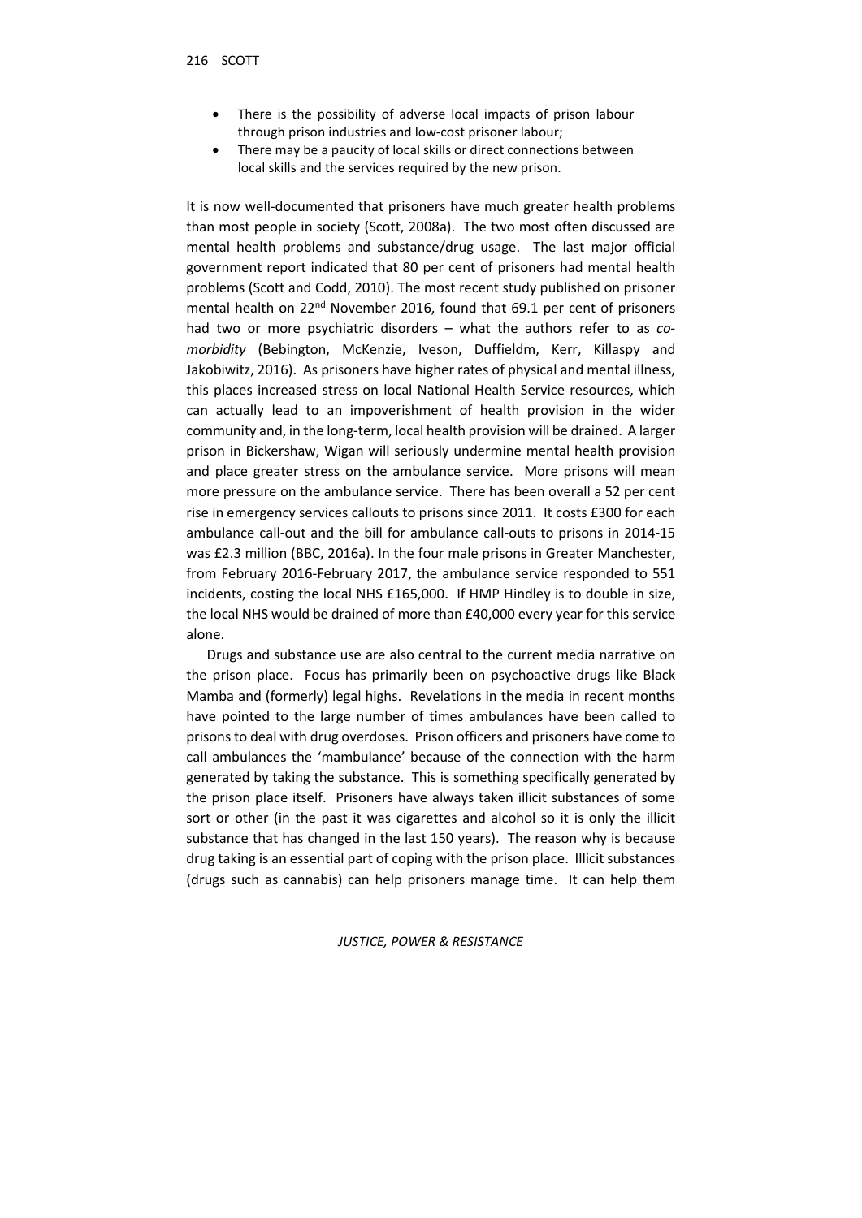- There is the possibility of adverse local impacts of prison labour through prison industries and low-cost prisoner labour;
- There may be a paucity of local skills or direct connections between local skills and the services required by the new prison.

It is now well-documented that prisoners have much greater health problems than most people in society (Scott, 2008a). The two most often discussed are mental health problems and substance/drug usage. The last major official government report indicated that 80 per cent of prisoners had mental health problems (Scott and Codd, 2010). The most recent study published on prisoner mental health on 22nd November 2016, found that 69.1 per cent of prisoners had two or more psychiatric disorders – what the authors refer to as *co-morbidity* (Bebington, McKenzie, Iveson, Duffieldm, Kerr, Killaspy and Jakobiwitz, 2016). As prisoners have higher rates of physical and mental illness, this places increased stress on local National Health Service resources, which can actually lead to an impoverishment of health provision in the wider community and, in the long-term, local health provision will be drained. A larger prison in Bickershaw, Wigan will seriously undermine mental health provision and place greater stress on the ambulance service. More prisons will mean more pressure on the ambulance service. There has been overall a 52 per cent rise in emergency services callouts to prisons since 2011. It costs £300 for each ambulance call-out and the bill for ambulance call-outs to prisons in 2014-15 was £2.3 million (BBC, 2016a). In the four male prisons in Greater Manchester, from February 2016-February 2017, the ambulance service responded to 551 incidents, costing the local NHS £165,000. If HMP Hindley is to double in size, the local NHS would be drained of more than £40,000 every year for this service alone.

Drugs and substance use are also central to the current media narrative on the prison place. Focus has primarily been on psychoactive drugs like Black Mamba and (formerly) legal highs. Revelations in the media in recent months have pointed to the large number of times ambulances have been called to prisons to deal with drug overdoses. Prison officers and prisoners have come to call ambulances the 'mambulance' because of the connection with the harm generated by taking the substance. This is something specifically generated by the prison place itself. Prisoners have always taken illicit substances of some sort or other (in the past it was cigarettes and alcohol so it is only the illicit substance that has changed in the last 150 years). The reason why is because drug taking is an essential part of coping with the prison place. Illicit substances (drugs such as cannabis) can help prisoners manage time. It can help them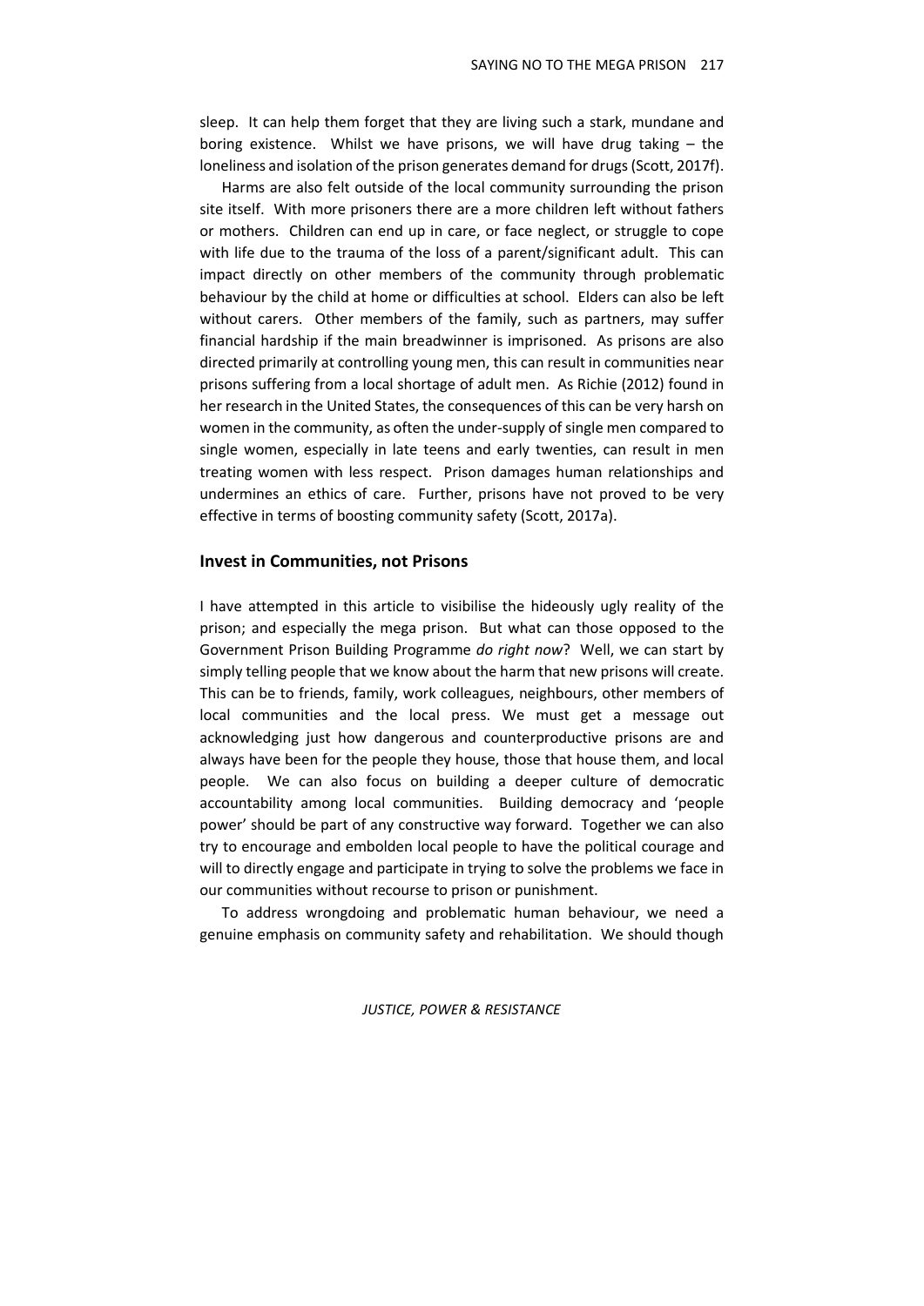sleep. It can help them forget that they are living such a stark, mundane and boring existence. Whilst we have prisons, we will have drug taking – the loneliness and isolation of the prison generates demand for drugs (Scott, 2017f).

Harms are also felt outside of the local community surrounding the prison site itself. With more prisoners there are a more children left without fathers or mothers. Children can end up in care, or face neglect, or struggle to cope with life due to the trauma of the loss of a parent/significant adult. This can impact directly on other members of the community through problematic behaviour by the child at home or difficulties at school. Elders can also be left without carers. Other members of the family, such as partners, may suffer financial hardship if the main breadwinner is imprisoned. As prisons are also directed primarily at controlling young men, this can result in communities near prisons suffering from a local shortage of adult men. As Richie (2012) found in her research in the United States, the consequences of this can be very harsh on women in the community, as often the under-supply of single men compared to single women, especially in late teens and early twenties, can result in men treating women with less respect. Prison damages human relationships and undermines an ethics of care. Further, prisons have not proved to be very effective in terms of boosting community safety (Scott, 2017a).

## Invest in Communities, not Prisons

I have attempted in this article to visibilise the hideously ugly reality of the prison; and especially the mega prison. But what can those opposed to the Government Prison Building Programme *do right now*? Well, we can start by simply telling people that we know about the harm that new prisons will create. This can be to friends, family, work colleagues, neighbours, other members of local communities and the local press. We must get a message out acknowledging just how dangerous and counterproductive prisons are and always have been for the people they house, those that house them, and local people. We can also focus on building a deeper culture of democratic accountability among local communities. Building democracy and 'people power' should be part of any constructive way forward. Together we can also try to encourage and embolden local people to have the political courage and will to directly engage and participate in trying to solve the problems we face in our communities without recourse to prison or punishment.

To address wrongdoing and problematic human behaviour, we need a genuine emphasis on community safety and rehabilitation. We should though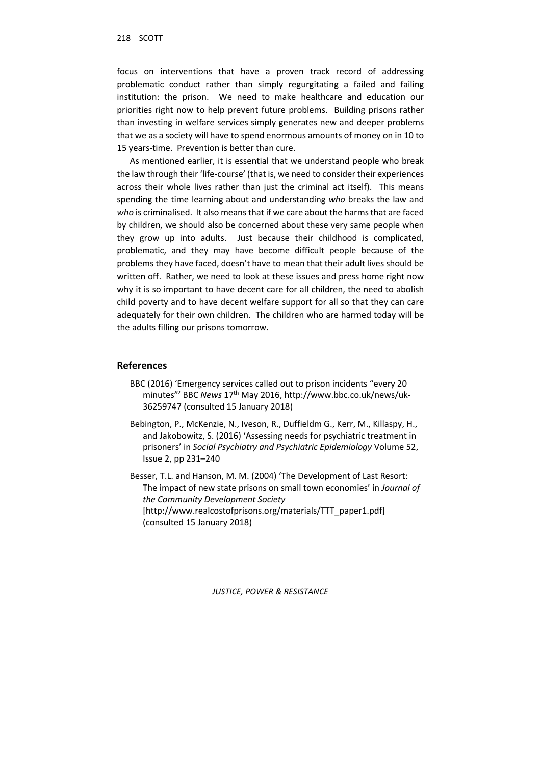focus on interventions that have a proven track record of addressing problematic conduct rather than simply regurgitating a failed and failing institution: the prison. We need to make healthcare and education our priorities right now to help prevent future problems. Building prisons rather than investing in welfare services simply generates new and deeper problems that we as a society will have to spend enormous amounts of money on in 10 to 15 years-time. Prevention is better than cure.

As mentioned earlier, it is essential that we understand people who break the law through their 'life-course' (that is, we need to consider their experiences across their whole lives rather than just the criminal act itself). This means spending the time learning about and understanding *who* breaks the law and *who* is criminalised. It also means that if we care about the harms that are faced by children, we should also be concerned about these very same people when they grow up into adults. Just because their childhood is complicated, problematic, and they may have become difficult people because of the problems they have faced, doesn't have to mean that their adult lives should be written off. Rather, we need to look at these issues and press home right now why it is so important to have decent care for all children, the need to abolish child poverty and to have decent welfare support for all so that they can care adequately for their own children. The children who are harmed today will be the adults filling our prisons tomorrow.

## References

BBC (2016) 'Emergency services called out to prison incidents "every 20 minutes"' BBC *News* 17th May 2016, http://www.bbc.co.uk/news/uk-36259747 (consulted 15 January 2018)

Bebington, P., McKenzie, N., Iveson, R., Duffieldm G., Kerr, M., Killaspy, H., and Jakobowitz, S. (2016) 'Assessing needs for psychiatric treatment in prisoners' in *Social Psychiatry and Psychiatric Epidemiology* Volume 52, Issue 2, pp 231–240

Besser, T.L. and Hanson, M. M. (2004) 'The Development of Last Resort: The impact of new state prisons on small town economies' in *Journal of the Community Development Society* [http://www.realcostofprisons.org/materials/TTT_paper1.pdf] (consulted 15 January 2018)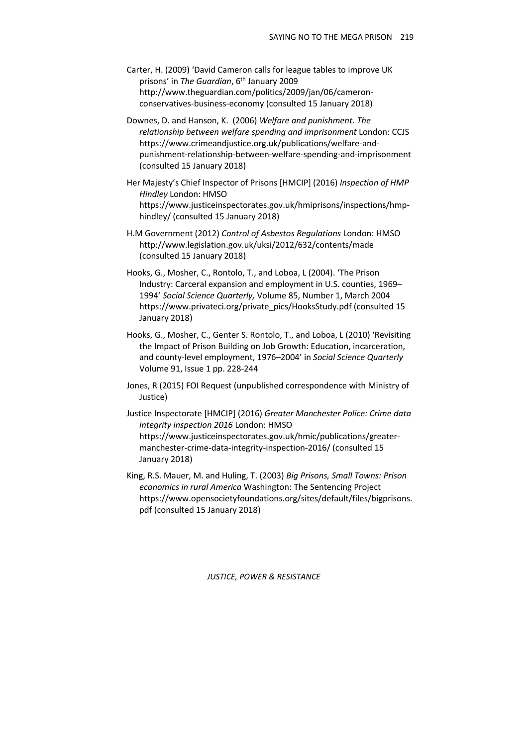Carter, H. (2009) 'David Cameron calls for league tables to improve UK prisons' in *The Guardian*, 6th January 2009 http://www.theguardian.com/politics/2009/jan/06/cameron-conservatives-business-economy (consulted 15 January 2018)

Downes, D. and Hanson, K. (2006) *Welfare and punishment. The relationship between welfare spending and imprisonment* London: CCJS https://www.crimeandjustice.org.uk/publications/welfare-and-punishment-relationship-between-welfare-spending-and-imprisonment (consulted 15 January 2018)

Her Majesty's Chief Inspector of Prisons [HMCIP] (2016) *Inspection of HMP Hindley* London: HMSO https://www.justiceinspectorates.gov.uk/hmiprisons/inspections/hmp-hindley/ (consulted 15 January 2018)

H.M Government (2012) *Control of Asbestos Regulations* London: HMSO http://www.legislation.gov.uk/uksi/2012/632/contents/made (consulted 15 January 2018)

Hooks, G., Mosher, C., Rontolo, T., and Loboa, L (2004). 'The Prison Industry: Carceral expansion and employment in U.S. counties, 1969–1994' *Social Science Quarterly,* Volume 85, Number 1, March 2004 https://www.privateci.org/private_pics/HooksStudy.pdf (consulted 15 January 2018)

Hooks, G., Mosher, C., Genter S. Rontolo, T., and Loboa, L (2010) 'Revisiting the Impact of Prison Building on Job Growth: Education, incarceration, and county-level employment, 1976–2004' in *Social Science Quarterly* Volume 91, Issue 1 pp. 228-244

Jones, R (2015) FOI Request (unpublished correspondence with Ministry of Justice)

Justice Inspectorate [HMCIP] (2016) *Greater Manchester Police: Crime data integrity inspection 2016* London: HMSO https://www.justiceinspectorates.gov.uk/hmic/publications/greater-manchester-crime-data-integrity-inspection-2016/ (consulted 15 January 2018)

King, R.S. Mauer, M. and Huling, T. (2003) *Big Prisons, Small Towns: Prison economics in rural America* Washington: The Sentencing Project https://www.opensocietyfoundations.org/sites/default/files/bigprisons.pdf (consulted 15 January 2018)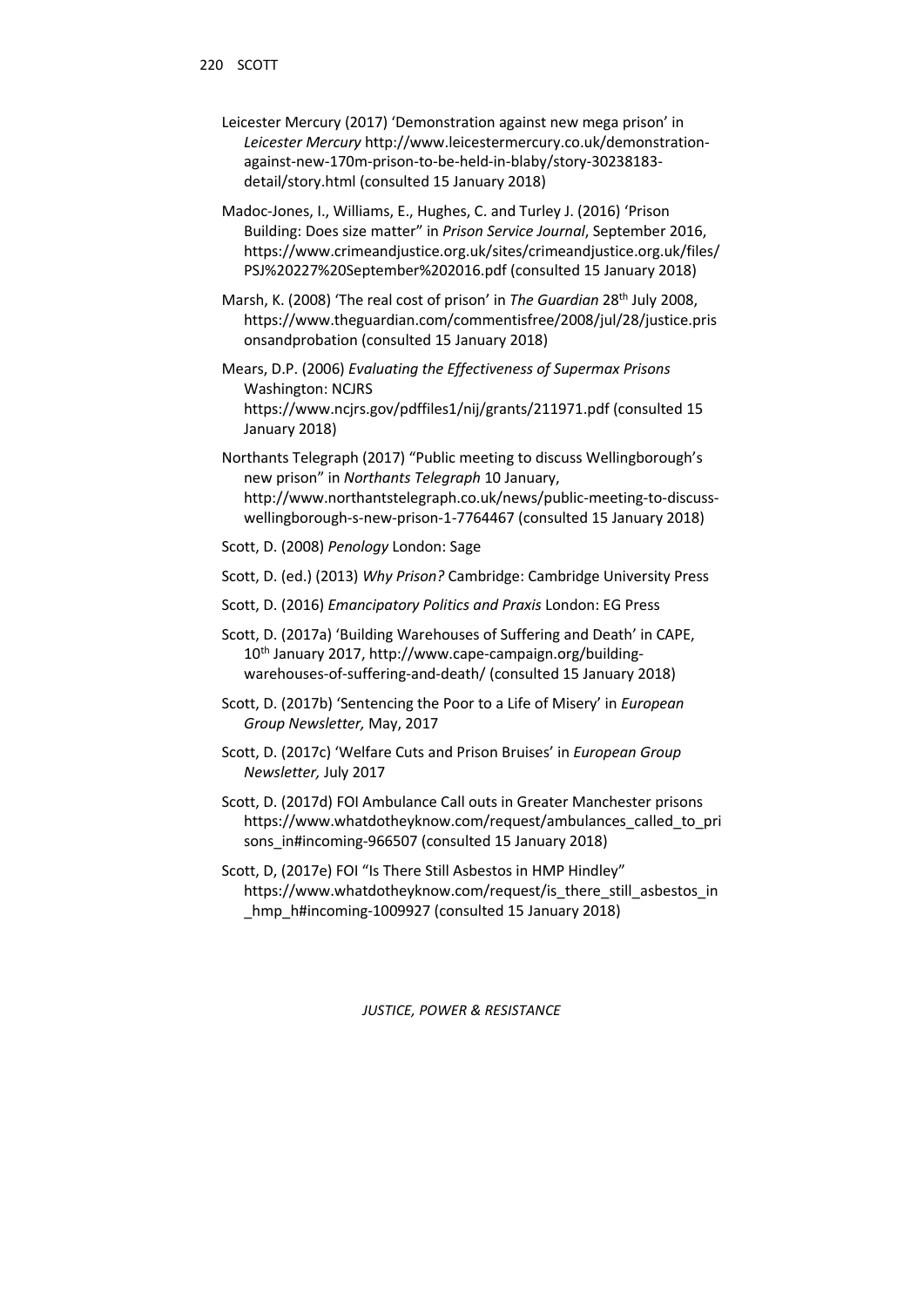Leicester Mercury (2017) 'Demonstration against new mega prison' in *Leicester Mercury* http://www.leicestermercury.co.uk/demonstration-against-new-170m-prison-to-be-held-in-blaby/story-30238183-detail/story.html (consulted 15 January 2018)

Madoc-Jones, I., Williams, E., Hughes, C. and Turley J. (2016) 'Prison Building: Does size matter" in *Prison Service Journal*, September 2016, https://www.crimeandjustice.org.uk/sites/crimeandjustice.org.uk/files/PSJ%20227%20September%202016.pdf (consulted 15 January 2018)

Marsh, K. (2008) 'The real cost of prison' in *The Guardian* 28th July 2008, https://www.theguardian.com/commentisfree/2008/jul/28/justice.prisonsandprobation (consulted 15 January 2018)

Mears, D.P. (2006) *Evaluating the Effectiveness of Supermax Prisons* Washington: NCJRS https://www.ncjrs.gov/pdffiles1/nij/grants/211971.pdf (consulted 15 January 2018)

Northants Telegraph (2017) "Public meeting to discuss Wellingborough's new prison" in *Northants Telegraph* 10 January, http://www.northantstelegraph.co.uk/news/public-meeting-to-discuss-wellingborough-s-new-prison-1-7764467 (consulted 15 January 2018)

Scott, D. (2008) *Penology* London: Sage

Scott, D. (ed.) (2013) *Why Prison?* Cambridge: Cambridge University Press

Scott, D. (2016) *Emancipatory Politics and Praxis* London: EG Press

Scott, D. (2017a) 'Building Warehouses of Suffering and Death' in CAPE, 10th January 2017, http://www.cape-campaign.org/building-warehouses-of-suffering-and-death/ (consulted 15 January 2018)

Scott, D. (2017b) 'Sentencing the Poor to a Life of Misery' in *European Group Newsletter,* May, 2017

Scott, D. (2017c) 'Welfare Cuts and Prison Bruises' in *European Group Newsletter,* July 2017

Scott, D. (2017d) FOI Ambulance Call outs in Greater Manchester prisons https://www.whatdotheyknow.com/request/ambulances_called_to_prisons_in#incoming-966507 (consulted 15 January 2018)

Scott, D, (2017e) FOI "Is There Still Asbestos in HMP Hindley" https://www.whatdotheyknow.com/request/is_there_still_asbestos_in_hmp_h#incoming-1009927 (consulted 15 January 2018)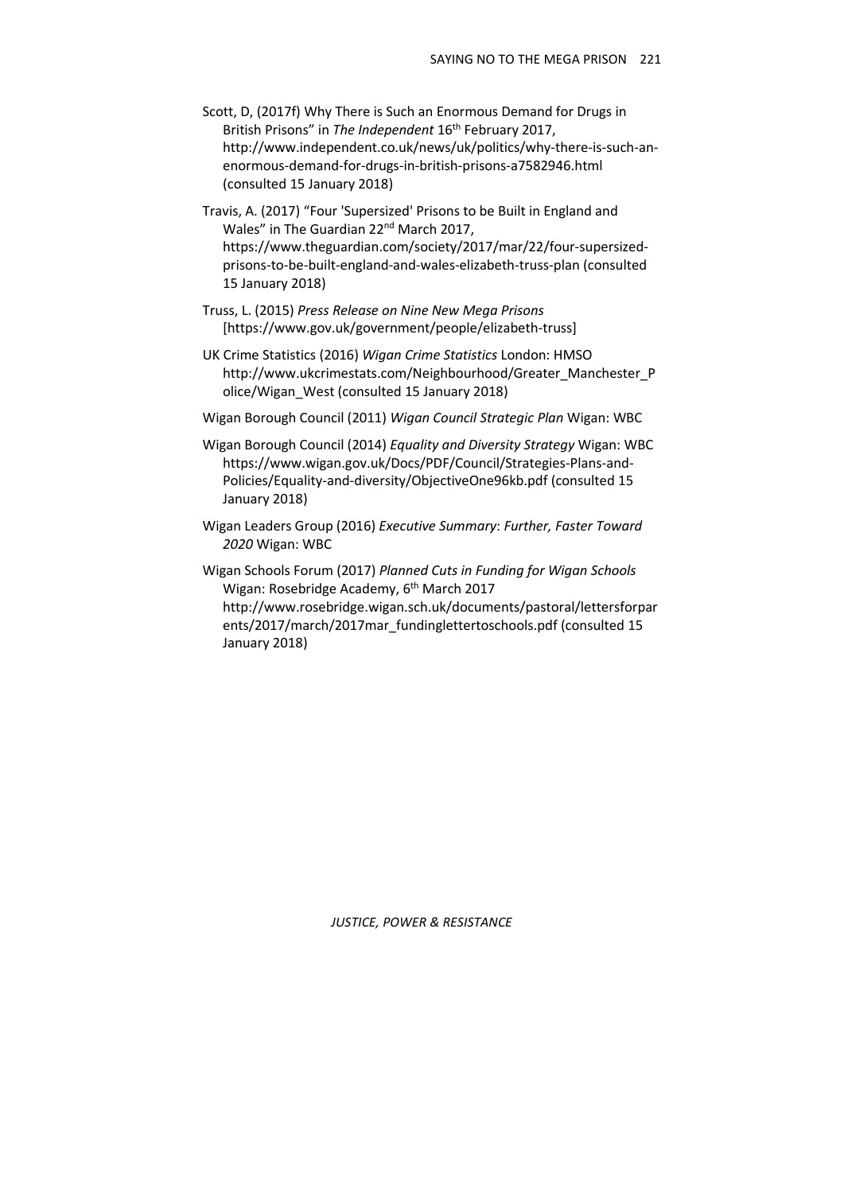Scott, D, (2017f) Why There is Such an Enormous Demand for Drugs in British Prisons" in *The Independent* 16th February 2017, http://www.independent.co.uk/news/uk/politics/why-there-is-such-an-enormous-demand-for-drugs-in-british-prisons-a7582946.html (consulted 15 January 2018)

Travis, A. (2017) "Four 'Supersized' Prisons to be Built in England and Wales" in The Guardian 22nd March 2017, https://www.theguardian.com/society/2017/mar/22/four-supersized-prisons-to-be-built-england-and-wales-elizabeth-truss-plan (consulted 15 January 2018)

Truss, L. (2015) *Press Release on Nine New Mega Prisons* [https://www.gov.uk/government/people/elizabeth-truss]

UK Crime Statistics (2016) *Wigan Crime Statistics* London: HMSO http://www.ukcrimestats.com/Neighbourhood/Greater_Manchester_Police/Wigan_West (consulted 15 January 2018)

Wigan Borough Council (2011) *Wigan Council Strategic Plan* Wigan: WBC

Wigan Borough Council (2014) *Equality and Diversity Strategy* Wigan: WBC https://www.wigan.gov.uk/Docs/PDF/Council/Strategies-Plans-and-Policies/Equality-and-diversity/ObjectiveOne96kb.pdf (consulted 15 January 2018)

Wigan Leaders Group (2016) *Executive Summary*: *Further, Faster Toward 2020* Wigan: WBC

Wigan Schools Forum (2017) *Planned Cuts in Funding for Wigan Schools* Wigan: Rosebridge Academy, 6th March 2017 http://www.rosebridge.wigan.sch.uk/documents/pastoral/lettersforparents/2017/march/2017mar_fundinglettertoschools.pdf (consulted 15 January 2018)